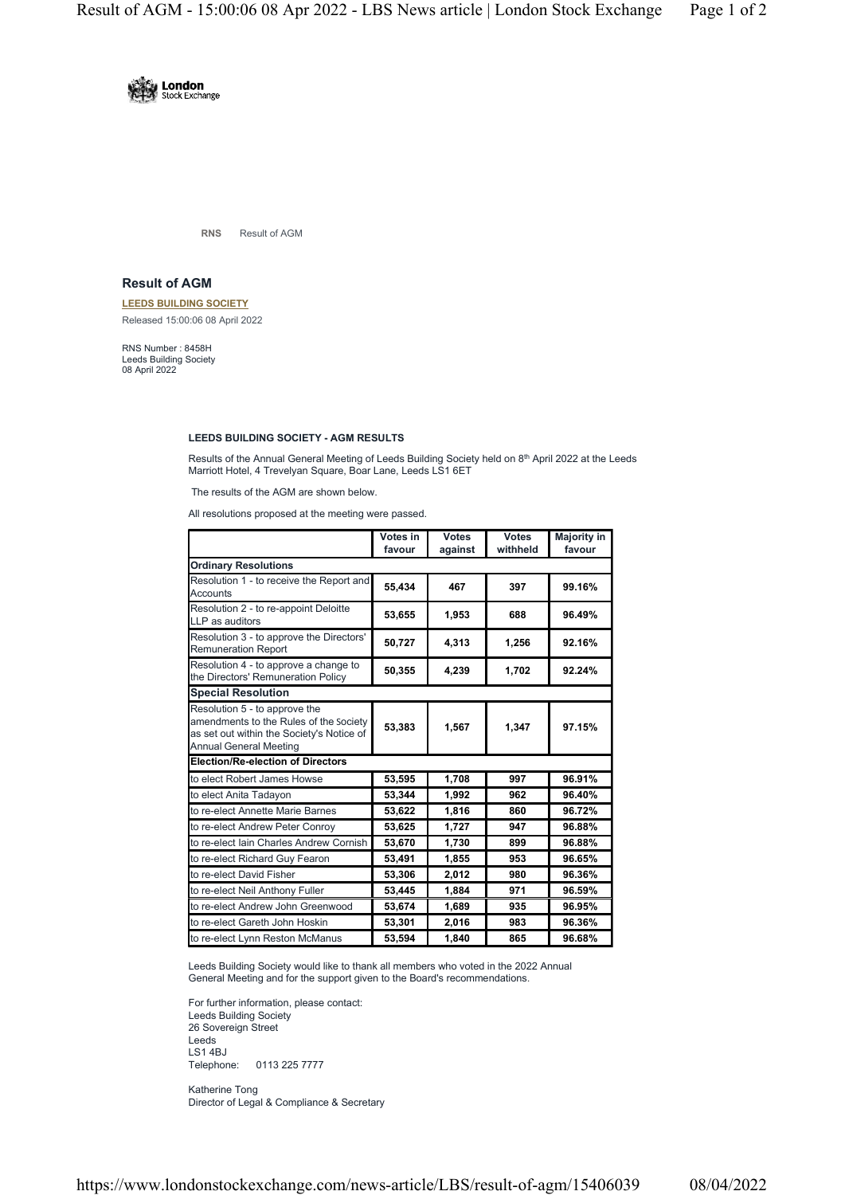RNS Result of AGM

## Result of AGM

**LEEDS BUILDING SOCIETY**

Released 15:00:06 08 April 2022

RNS Number : 8458H
Leeds Building Society
08 April 2022

**LEEDS BUILDING SOCIETY - AGM RESULTS**

Results of the Annual General Meeting of Leeds Building Society held on 8th April 2022 at the Leeds Marriott Hotel, 4 Trevelyan Square, Boar Lane, Leeds LS1 6ET

The results of the AGM are shown below.

All resolutions proposed at the meeting were passed.

| | Votes in favour | Votes against | Votes withheld | Majority in favour |
|---|---|---|---|---|
| **Ordinary Resolutions** | | | | |
| Resolution 1 - to receive the Report and Accounts | **55,434** | **467** | **397** | **99.16%** |
| Resolution 2 - to re-appoint Deloitte LLP as auditors | **53,655** | **1,953** | **688** | **96.49%** |
| Resolution 3 - to approve the Directors' Remuneration Report | **50,727** | **4,313** | **1,256** | **92.16%** |
| Resolution 4 - to approve a change to the Directors' Remuneration Policy | **50,355** | **4,239** | **1,702** | **92.24%** |
| **Special Resolution** | | | | |
| Resolution 5 - to approve the amendments to the Rules of the Society as set out within the Society's Notice of Annual General Meeting | **53,383** | **1,567** | **1,347** | **97.15%** |
| **Election/Re-election of Directors** | | | | |
| to elect Robert James Howse | **53,595** | **1,708** | **997** | **96.91%** |
| to elect Anita Tadayon | **53,344** | **1,992** | **962** | **96.40%** |
| to re-elect Annette Marie Barnes | **53,622** | **1,816** | **860** | **96.72%** |
| to re-elect Andrew Peter Conroy | **53,625** | **1,727** | **947** | **96.88%** |
| to re-elect Iain Charles Andrew Cornish | **53,670** | **1,730** | **899** | **96.88%** |
| to re-elect Richard Guy Fearon | **53,491** | **1,855** | **953** | **96.65%** |
| to re-elect David Fisher | **53,306** | **2,012** | **980** | **96.36%** |
| to re-elect Neil Anthony Fuller | **53,445** | **1,884** | **971** | **96.59%** |
| to re-elect Andrew John Greenwood | **53,674** | **1,689** | **935** | **96.95%** |
| to re-elect Gareth John Hoskin | **53,301** | **2,016** | **983** | **96.36%** |
| to re-elect Lynn Reston McManus | **53,594** | **1,840** | **865** | **96.68%** |

Leeds Building Society would like to thank all members who voted in the 2022 Annual General Meeting and for the support given to the Board's recommendations.

For further information, please contact:
Leeds Building Society
26 Sovereign Street
Leeds
LS1 4BJ
Telephone: 0113 225 7777

Katherine Tong
Director of Legal & Compliance & Secretary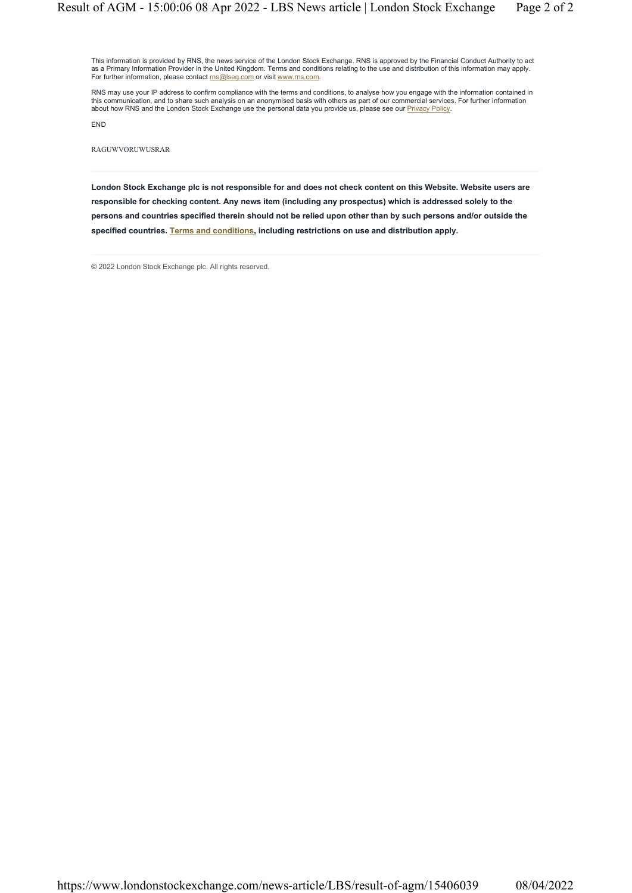This information is provided by RNS, the news service of the London Stock Exchange. RNS is approved by the Financial Conduct Authority to act as a Primary Information Provider in the United Kingdom. Terms and conditions relating to the use and distribution of this information may apply. For further information, please contact rns@lseg.com or visit www.rns.com.

RNS may use your IP address to confirm compliance with the terms and conditions, to analyse how you engage with the information contained in this communication, and to share such analysis on an anonymised basis with others as part of our commercial services. For further information about how RNS and the London Stock Exchange use the personal data you provide us, please see our Privacy Policy.

END

RAGUWVORUWUSRAR

**London Stock Exchange plc is not responsible for and does not check content on this Website. Website users are responsible for checking content. Any news item (including any prospectus) which is addressed solely to the persons and countries specified therein should not be relied upon other than by such persons and/or outside the specified countries. Terms and conditions, including restrictions on use and distribution apply.**

© 2022 London Stock Exchange plc. All rights reserved.